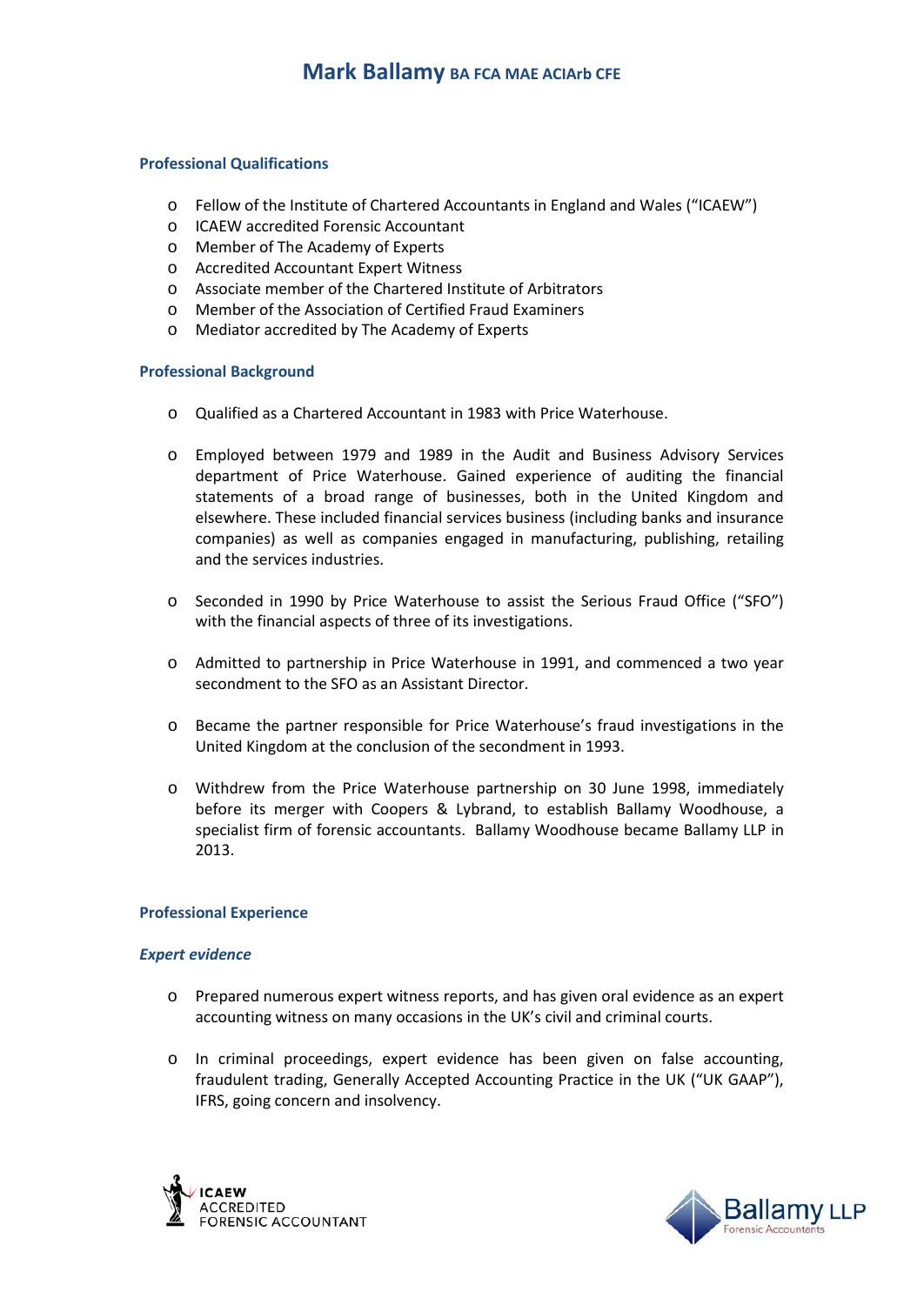# Mark Ballamy BA FCA MAE ACIArb CFE

## Professional Qualifications

- Fellow of the Institute of Chartered Accountants in England and Wales ("ICAEW")
- ICAEW accredited Forensic Accountant
- Member of The Academy of Experts
- Accredited Accountant Expert Witness
- Associate member of the Chartered Institute of Arbitrators
- Member of the Association of Certified Fraud Examiners
- Mediator accredited by The Academy of Experts

## Professional Background

- Qualified as a Chartered Accountant in 1983 with Price Waterhouse.

- Employed between 1979 and 1989 in the Audit and Business Advisory Services department of Price Waterhouse. Gained experience of auditing the financial statements of a broad range of businesses, both in the United Kingdom and elsewhere. These included financial services business (including banks and insurance companies) as well as companies engaged in manufacturing, publishing, retailing and the services industries.

- Seconded in 1990 by Price Waterhouse to assist the Serious Fraud Office ("SFO") with the financial aspects of three of its investigations.

- Admitted to partnership in Price Waterhouse in 1991, and commenced a two year secondment to the SFO as an Assistant Director.

- Became the partner responsible for Price Waterhouse's fraud investigations in the United Kingdom at the conclusion of the secondment in 1993.

- Withdrew from the Price Waterhouse partnership on 30 June 1998, immediately before its merger with Coopers & Lybrand, to establish Ballamy Woodhouse, a specialist firm of forensic accountants. Ballamy Woodhouse became Ballamy LLP in 2013.

## Professional Experience

### *Expert evidence*

- Prepared numerous expert witness reports, and has given oral evidence as an expert accounting witness on many occasions in the UK's civil and criminal courts.

- In criminal proceedings, expert evidence has been given on false accounting, fraudulent trading, Generally Accepted Accounting Practice in the UK ("UK GAAP"), IFRS, going concern and insolvency.

ICAEW ACCREDITED FORENSIC ACCOUNTANT

Ballamy LLP Forensic Accountants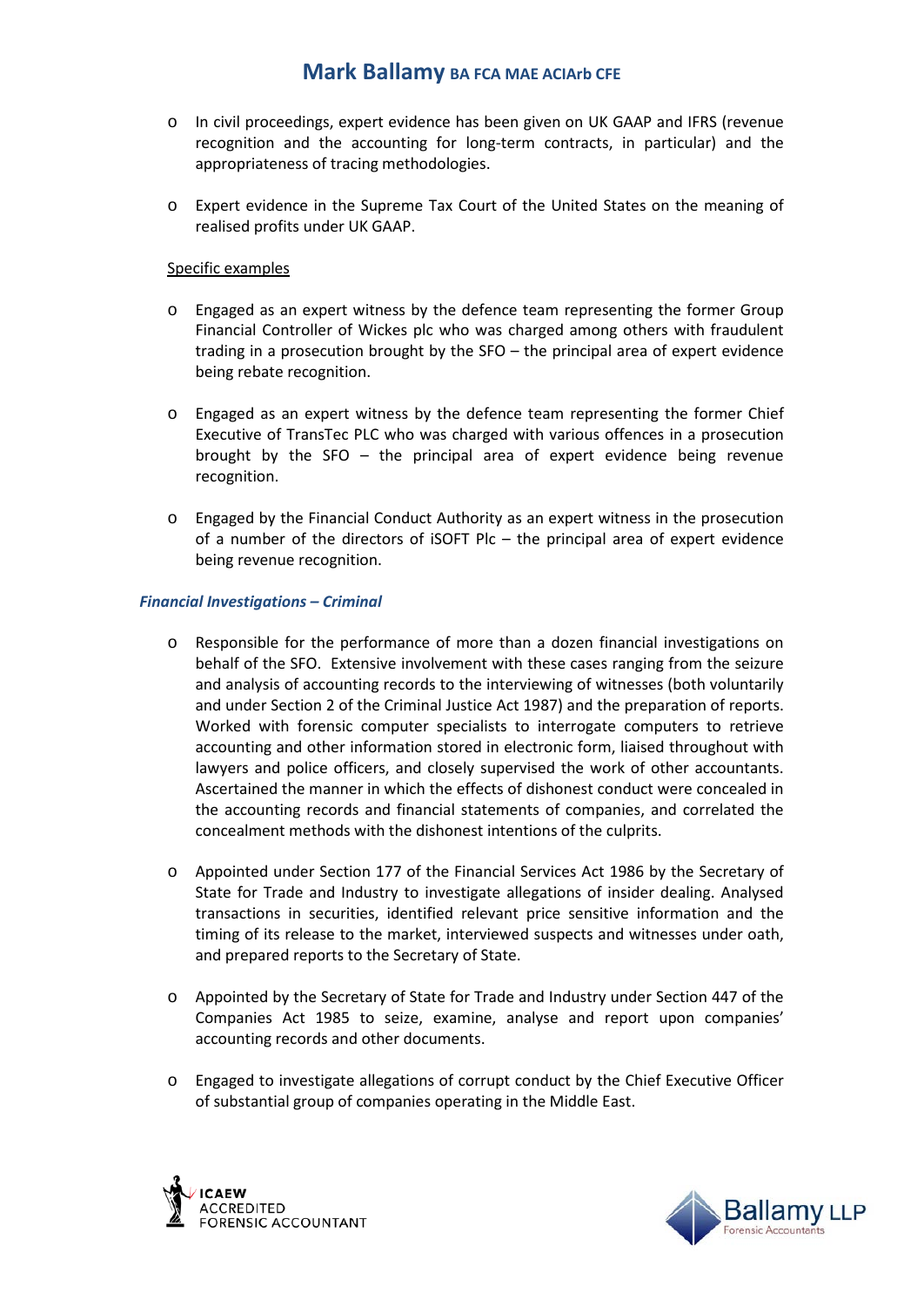- In civil proceedings, expert evidence has been given on UK GAAP and IFRS (revenue recognition and the accounting for long-term contracts, in particular) and the appropriateness of tracing methodologies.

- Expert evidence in the Supreme Tax Court of the United States on the meaning of realised profits under UK GAAP.

Specific examples

- Engaged as an expert witness by the defence team representing the former Group Financial Controller of Wickes plc who was charged among others with fraudulent trading in a prosecution brought by the SFO – the principal area of expert evidence being rebate recognition.

- Engaged as an expert witness by the defence team representing the former Chief Executive of TransTec PLC who was charged with various offences in a prosecution brought by the SFO – the principal area of expert evidence being revenue recognition.

- Engaged by the Financial Conduct Authority as an expert witness in the prosecution of a number of the directors of iSOFT Plc – the principal area of expert evidence being revenue recognition.

***Financial Investigations – Criminal***

- Responsible for the performance of more than a dozen financial investigations on behalf of the SFO. Extensive involvement with these cases ranging from the seizure and analysis of accounting records to the interviewing of witnesses (both voluntarily and under Section 2 of the Criminal Justice Act 1987) and the preparation of reports. Worked with forensic computer specialists to interrogate computers to retrieve accounting and other information stored in electronic form, liaised throughout with lawyers and police officers, and closely supervised the work of other accountants. Ascertained the manner in which the effects of dishonest conduct were concealed in the accounting records and financial statements of companies, and correlated the concealment methods with the dishonest intentions of the culprits.

- Appointed under Section 177 of the Financial Services Act 1986 by the Secretary of State for Trade and Industry to investigate allegations of insider dealing. Analysed transactions in securities, identified relevant price sensitive information and the timing of its release to the market, interviewed suspects and witnesses under oath, and prepared reports to the Secretary of State.

- Appointed by the Secretary of State for Trade and Industry under Section 447 of the Companies Act 1985 to seize, examine, analyse and report upon companies' accounting records and other documents.

- Engaged to investigate allegations of corrupt conduct by the Chief Executive Officer of substantial group of companies operating in the Middle East.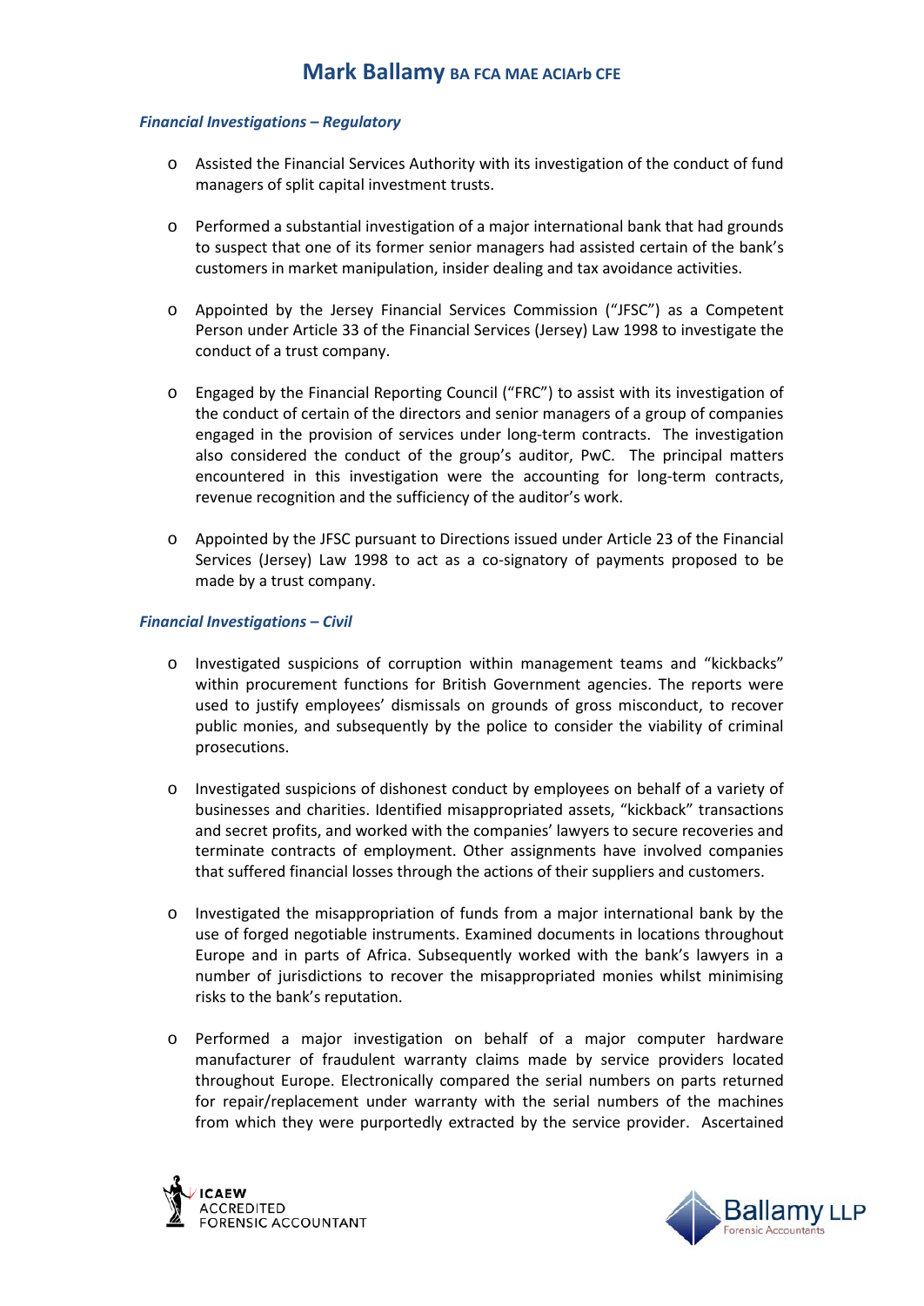*Financial Investigations – Regulatory*

- Assisted the Financial Services Authority with its investigation of the conduct of fund managers of split capital investment trusts.

- Performed a substantial investigation of a major international bank that had grounds to suspect that one of its former senior managers had assisted certain of the bank's customers in market manipulation, insider dealing and tax avoidance activities.

- Appointed by the Jersey Financial Services Commission ("JFSC") as a Competent Person under Article 33 of the Financial Services (Jersey) Law 1998 to investigate the conduct of a trust company.

- Engaged by the Financial Reporting Council ("FRC") to assist with its investigation of the conduct of certain of the directors and senior managers of a group of companies engaged in the provision of services under long-term contracts. The investigation also considered the conduct of the group's auditor, PwC. The principal matters encountered in this investigation were the accounting for long-term contracts, revenue recognition and the sufficiency of the auditor's work.

- Appointed by the JFSC pursuant to Directions issued under Article 23 of the Financial Services (Jersey) Law 1998 to act as a co-signatory of payments proposed to be made by a trust company.

*Financial Investigations – Civil*

- Investigated suspicions of corruption within management teams and "kickbacks" within procurement functions for British Government agencies. The reports were used to justify employees' dismissals on grounds of gross misconduct, to recover public monies, and subsequently by the police to consider the viability of criminal prosecutions.

- Investigated suspicions of dishonest conduct by employees on behalf of a variety of businesses and charities. Identified misappropriated assets, "kickback" transactions and secret profits, and worked with the companies' lawyers to secure recoveries and terminate contracts of employment. Other assignments have involved companies that suffered financial losses through the actions of their suppliers and customers.

- Investigated the misappropriation of funds from a major international bank by the use of forged negotiable instruments. Examined documents in locations throughout Europe and in parts of Africa. Subsequently worked with the bank's lawyers in a number of jurisdictions to recover the misappropriated monies whilst minimising risks to the bank's reputation.

- Performed a major investigation on behalf of a major computer hardware manufacturer of fraudulent warranty claims made by service providers located throughout Europe. Electronically compared the serial numbers on parts returned for repair/replacement under warranty with the serial numbers of the machines from which they were purportedly extracted by the service provider. Ascertained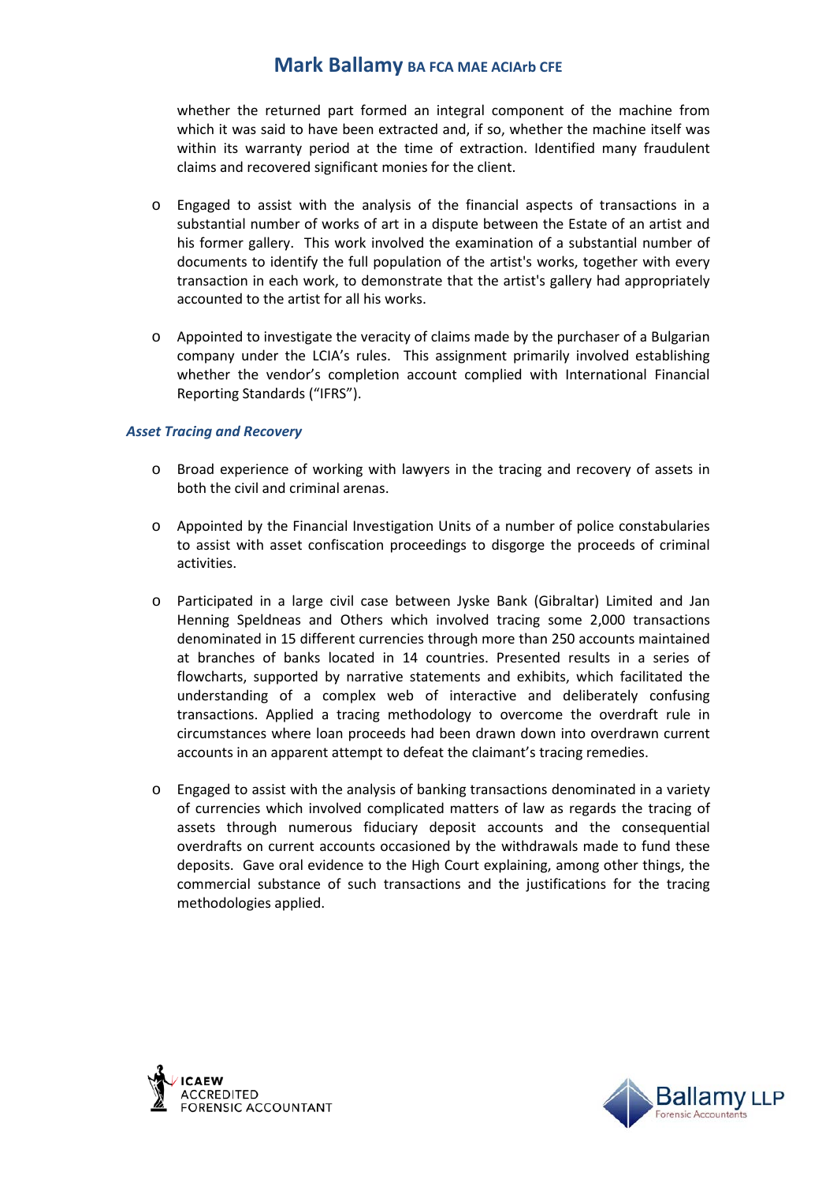whether the returned part formed an integral component of the machine from which it was said to have been extracted and, if so, whether the machine itself was within its warranty period at the time of extraction. Identified many fraudulent claims and recovered significant monies for the client.

- Engaged to assist with the analysis of the financial aspects of transactions in a substantial number of works of art in a dispute between the Estate of an artist and his former gallery. This work involved the examination of a substantial number of documents to identify the full population of the artist's works, together with every transaction in each work, to demonstrate that the artist's gallery had appropriately accounted to the artist for all his works.

- Appointed to investigate the veracity of claims made by the purchaser of a Bulgarian company under the LCIA's rules. This assignment primarily involved establishing whether the vendor's completion account complied with International Financial Reporting Standards ("IFRS").

***Asset Tracing and Recovery***

- Broad experience of working with lawyers in the tracing and recovery of assets in both the civil and criminal arenas.

- Appointed by the Financial Investigation Units of a number of police constabularies to assist with asset confiscation proceedings to disgorge the proceeds of criminal activities.

- Participated in a large civil case between Jyske Bank (Gibraltar) Limited and Jan Henning Speldneas and Others which involved tracing some 2,000 transactions denominated in 15 different currencies through more than 250 accounts maintained at branches of banks located in 14 countries. Presented results in a series of flowcharts, supported by narrative statements and exhibits, which facilitated the understanding of a complex web of interactive and deliberately confusing transactions. Applied a tracing methodology to overcome the overdraft rule in circumstances where loan proceeds had been drawn down into overdrawn current accounts in an apparent attempt to defeat the claimant's tracing remedies.

- Engaged to assist with the analysis of banking transactions denominated in a variety of currencies which involved complicated matters of law as regards the tracing of assets through numerous fiduciary deposit accounts and the consequential overdrafts on current accounts occasioned by the withdrawals made to fund these deposits. Gave oral evidence to the High Court explaining, among other things, the commercial substance of such transactions and the justifications for the tracing methodologies applied.